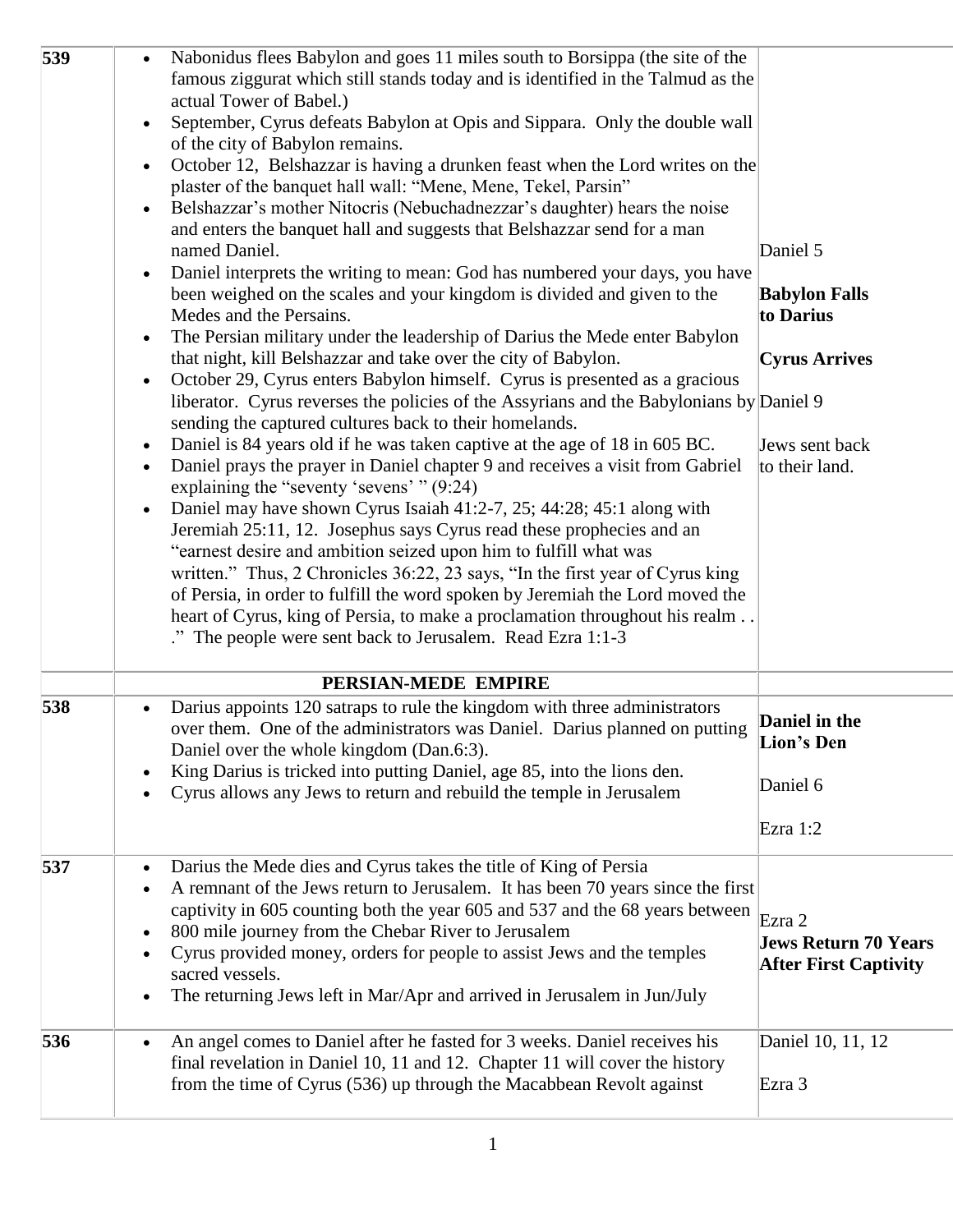| 539 | • Nabonidus flees Babylon and goes 11 miles south to Borsippa (the site of the famous ziggurat which still stands today and is identified in the Talmud as the actual Tower of Babel.)<br>• September, Cyrus defeats Babylon at Opis and Sippara. Only the double wall of the city of Babylon remains.<br>• October 12, Belshazzar is having a drunken feast when the Lord writes on the plaster of the banquet hall wall: "Mene, Mene, Tekel, Parsin"<br>• Belshazzar's mother Nitocris (Nebuchadnezzar's daughter) hears the noise and enters the banquet hall and suggests that Belshazzar send for a man named Daniel.<br>• Daniel interprets the writing to mean: God has numbered your days, you have been weighed on the scales and your kingdom is divided and given to the Medes and the Persains.<br>• The Persian military under the leadership of Darius the Mede enter Babylon that night, kill Belshazzar and take over the city of Babylon.<br>• October 29, Cyrus enters Babylon himself. Cyrus is presented as a gracious liberator. Cyrus reverses the policies of the Assyrians and the Babylonians by sending the captured cultures back to their homelands.<br>• Daniel is 84 years old if he was taken captive at the age of 18 in 605 BC.<br>• Daniel prays the prayer in Daniel chapter 9 and receives a visit from Gabriel explaining the "seventy 'sevens' " (9:24)<br>• Daniel may have shown Cyrus Isaiah 41:2-7, 25; 44:28; 45:1 along with Jeremiah 25:11, 12. Josephus says Cyrus read these prophecies and an "earnest desire and ambition seized upon him to fulfill what was written." Thus, 2 Chronicles 36:22, 23 says, "In the first year of Cyrus king of Persia, in order to fulfill the word spoken by Jeremiah the Lord moved the heart of Cyrus, king of Persia, to make a proclamation throughout his realm . . ." The people were sent back to Jerusalem. Read Ezra 1:1-3 | Daniel 5<br><br>**Babylon Falls to Darius**<br><br>**Cyrus Arrives**<br><br>Daniel 9<br><br>Jews sent back to their land. |
|---|---|---|
| | **PERSIAN-MEDE EMPIRE** | |
| 538 | • Darius appoints 120 satraps to rule the kingdom with three administrators over them. One of the administrators was Daniel. Darius planned on putting Daniel over the whole kingdom (Dan.6:3).<br>• King Darius is tricked into putting Daniel, age 85, into the lions den.<br>• Cyrus allows any Jews to return and rebuild the temple in Jerusalem | **Daniel in the Lion's Den**<br><br>Daniel 6<br><br>Ezra 1:2 |
| 537 | • Darius the Mede dies and Cyrus takes the title of King of Persia<br>• A remnant of the Jews return to Jerusalem. It has been 70 years since the first captivity in 605 counting both the year 605 and 537 and the 68 years between<br>• 800 mile journey from the Chebar River to Jerusalem<br>• Cyrus provided money, orders for people to assist Jews and the temples sacred vessels.<br>• The returning Jews left in Mar/Apr and arrived in Jerusalem in Jun/July | Ezra 2<br>**Jews Return 70 Years After First Captivity** |
| 536 | • An angel comes to Daniel after he fasted for 3 weeks. Daniel receives his final revelation in Daniel 10, 11 and 12. Chapter 11 will cover the history from the time of Cyrus (536) up through the Macabbean Revolt against | Daniel 10, 11, 12<br><br>Ezra 3 |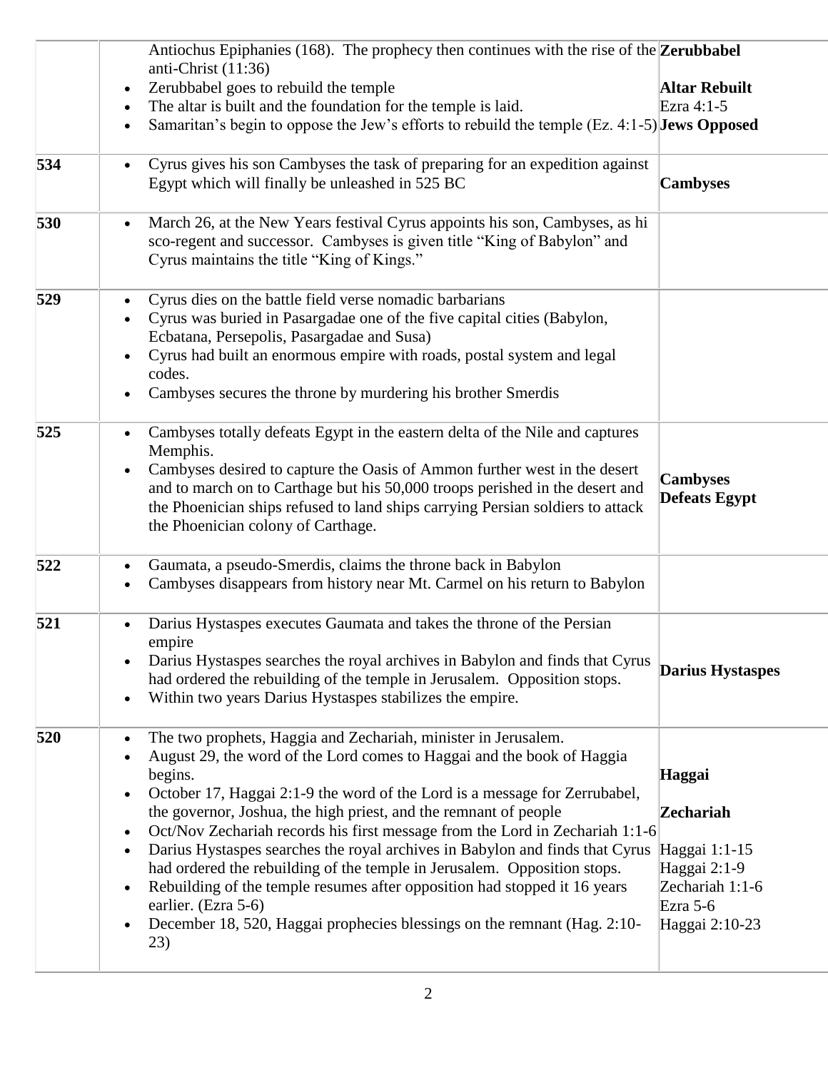| | | |
|---|---|---|
| | Antiochus Epiphanies (168). The prophecy then continues with the rise of the anti-Christ (11:36)<br>• Zerubbabel goes to rebuild the temple<br>• The altar is built and the foundation for the temple is laid.<br>• Samaritan's begin to oppose the Jew's efforts to rebuild the temple (Ez. 4:1-5) | **Zerubbabel**<br><br>**Altar Rebuilt**<br>Ezra 4:1-5<br>**Jews Opposed** |
| **534** | • Cyrus gives his son Cambyses the task of preparing for an expedition against Egypt which will finally be unleashed in 525 BC | **Cambyses** |
| **530** | • March 26, at the New Years festival Cyrus appoints his son, Cambyses, as hi sco-regent and successor. Cambyses is given title "King of Babylon" and Cyrus maintains the title "King of Kings." | |
| **529** | • Cyrus dies on the battle field verse nomadic barbarians<br>• Cyrus was buried in Pasargadae one of the five capital cities (Babylon, Ecbatana, Persepolis, Pasargadae and Susa)<br>• Cyrus had built an enormous empire with roads, postal system and legal codes.<br>• Cambyses secures the throne by murdering his brother Smerdis | |
| **525** | • Cambyses totally defeats Egypt in the eastern delta of the Nile and captures Memphis.<br>• Cambyses desired to capture the Oasis of Ammon further west in the desert and to march on to Carthage but his 50,000 troops perished in the desert and the Phoenician ships refused to land ships carrying Persian soldiers to attack the Phoenician colony of Carthage. | **Cambyses Defeats Egypt** |
| **522** | • Gaumata, a pseudo-Smerdis, claims the throne back in Babylon<br>• Cambyses disappears from history near Mt. Carmel on his return to Babylon | |
| **521** | • Darius Hystaspes executes Gaumata and takes the throne of the Persian empire<br>• Darius Hystaspes searches the royal archives in Babylon and finds that Cyrus had ordered the rebuilding of the temple in Jerusalem. Opposition stops.<br>• Within two years Darius Hystaspes stabilizes the empire. | **Darius Hystaspes** |
| **520** | • The two prophets, Haggia and Zechariah, minister in Jerusalem.<br>• August 29, the word of the Lord comes to Haggai and the book of Haggia begins.<br>• October 17, Haggai 2:1-9 the word of the Lord is a message for Zerrubabel, the governor, Joshua, the high priest, and the remnant of people<br>• Oct/Nov Zechariah records his first message from the Lord in Zechariah 1:1-6<br>• Darius Hystaspes searches the royal archives in Babylon and finds that Cyrus had ordered the rebuilding of the temple in Jerusalem. Opposition stops.<br>• Rebuilding of the temple resumes after opposition had stopped it 16 years earlier. (Ezra 5-6)<br>• December 18, 520, Haggai prophecies blessings on the remnant (Hag. 2:10-23) | **Haggai**<br><br>**Zechariah**<br><br>Haggai 1:1-15<br>Haggai 2:1-9<br>Zechariah 1:1-6<br>Ezra 5-6<br>Haggai 2:10-23 |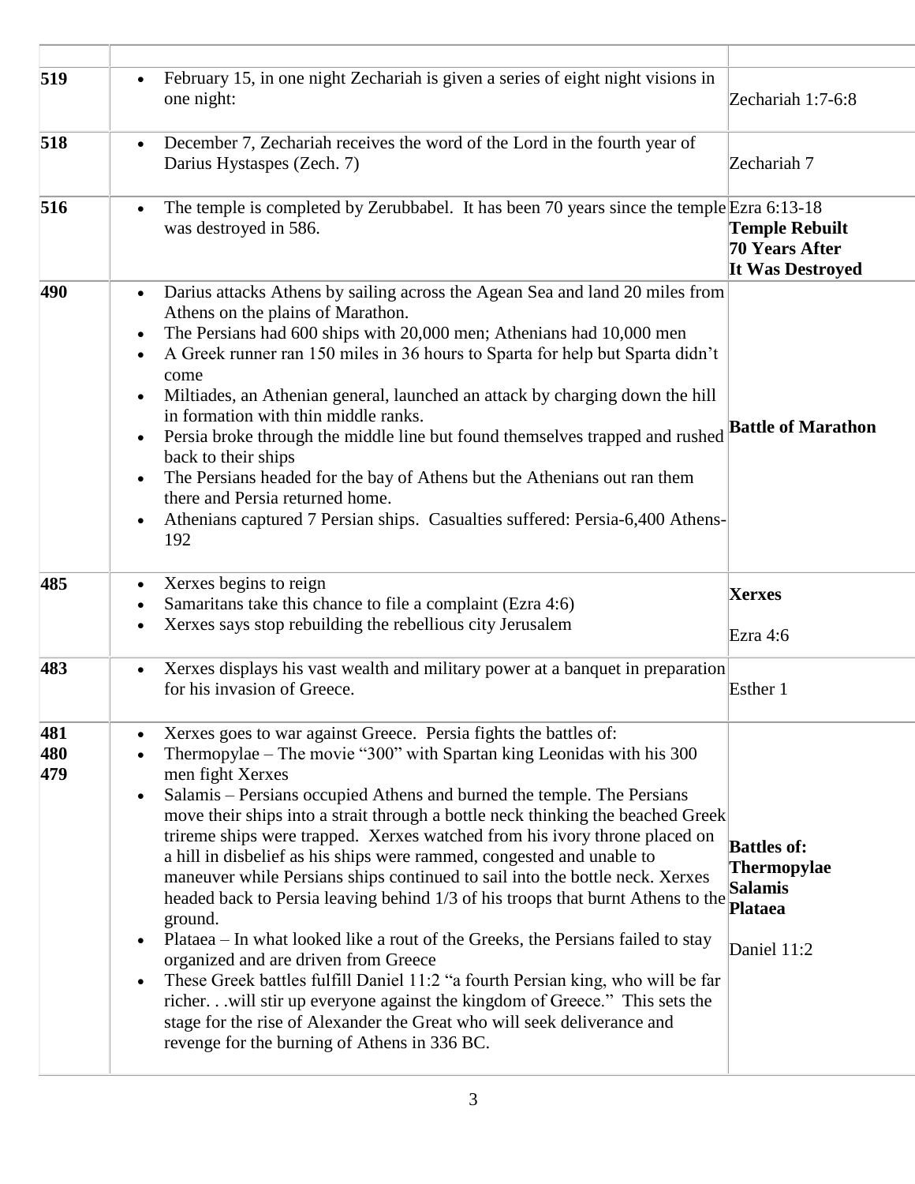| | | |
|---|---|---|
| 519 | • February 15, in one night Zechariah is given a series of eight night visions in one night: | Zechariah 1:7-6:8 |
| 518 | • December 7, Zechariah receives the word of the Lord in the fourth year of Darius Hystaspes (Zech. 7) | Zechariah 7 |
| 516 | • The temple is completed by Zerubbabel. It has been 70 years since the temple was destroyed in 586. | Ezra 6:13-18 **Temple Rebuilt 70 Years After It Was Destroyed** |
| 490 | • Darius attacks Athens by sailing across the Agean Sea and land 20 miles from Athens on the plains of Marathon. <br>• The Persians had 600 ships with 20,000 men; Athenians had 10,000 men <br>• A Greek runner ran 150 miles in 36 hours to Sparta for help but Sparta didn't come <br>• Miltiades, an Athenian general, launched an attack by charging down the hill in formation with thin middle ranks. <br>• Persia broke through the middle line but found themselves trapped and rushed back to their ships <br>• The Persians headed for the bay of Athens but the Athenians out ran them there and Persia returned home. <br>• Athenians captured 7 Persian ships. Casualties suffered: Persia-6,400 Athens-192 | **Battle of Marathon** |
| 485 | • Xerxes begins to reign <br>• Samaritans take this chance to file a complaint (Ezra 4:6) <br>• Xerxes says stop rebuilding the rebellious city Jerusalem | **Xerxes** <br>Ezra 4:6 |
| 483 | • Xerxes displays his vast wealth and military power at a banquet in preparation for his invasion of Greece. | Esther 1 |
| 481 480 479 | • Xerxes goes to war against Greece. Persia fights the battles of: <br>• Thermopylae – The movie "300" with Spartan king Leonidas with his 300 men fight Xerxes <br>• Salamis – Persians occupied Athens and burned the temple. The Persians move their ships into a strait through a bottle neck thinking the beached Greek trireme ships were trapped. Xerxes watched from his ivory throne placed on a hill in disbelief as his ships were rammed, congested and unable to maneuver while Persians ships continued to sail into the bottle neck. Xerxes headed back to Persia leaving behind 1/3 of his troops that burnt Athens to the ground. <br>• Plataea – In what looked like a rout of the Greeks, the Persians failed to stay organized and are driven from Greece <br>• These Greek battles fulfill Daniel 11:2 "a fourth Persian king, who will be far richer. . .will stir up everyone against the kingdom of Greece." This sets the stage for the rise of Alexander the Great who will seek deliverance and revenge for the burning of Athens in 336 BC. | **Battles of: Thermopylae Salamis Plataea** <br>Daniel 11:2 |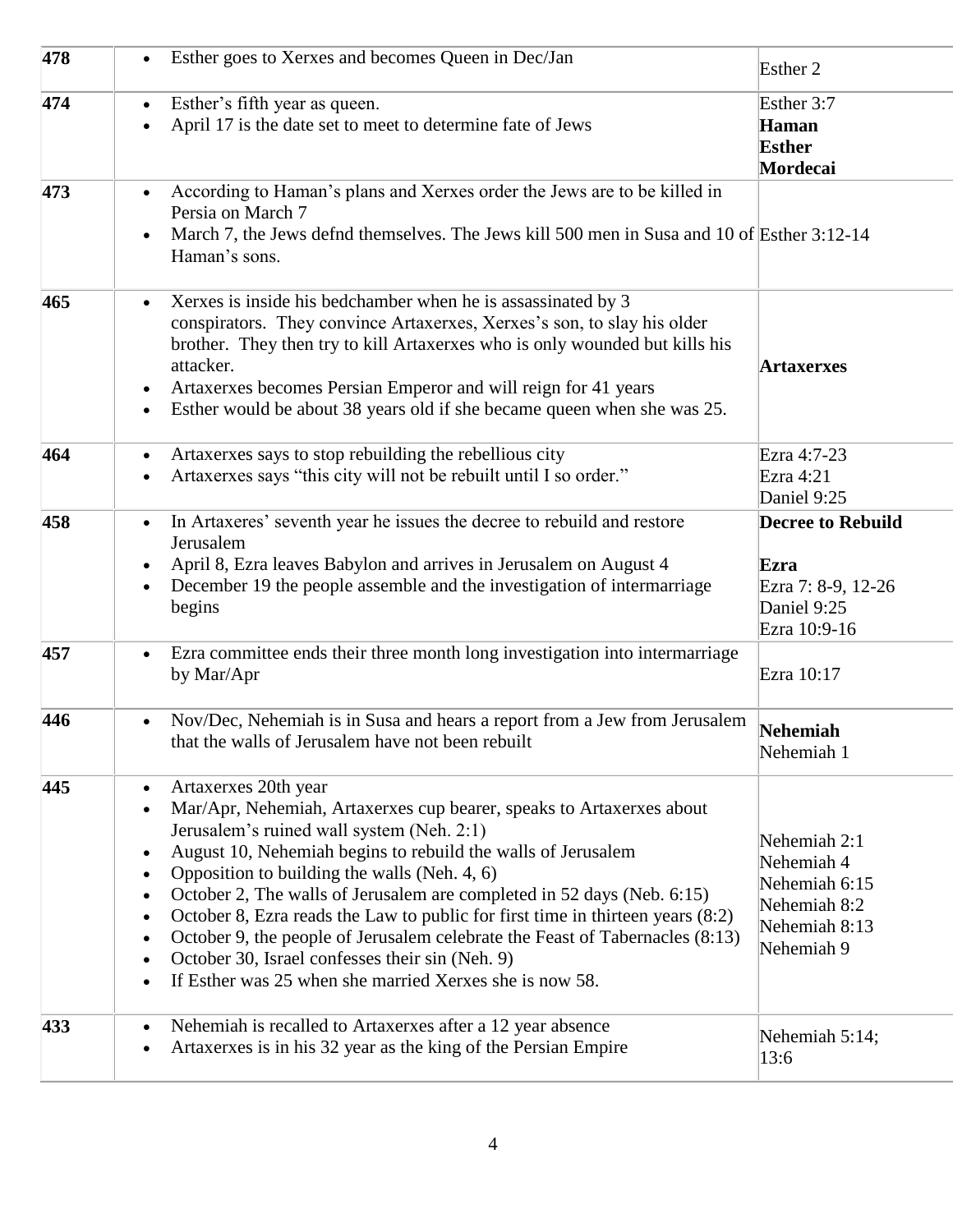| | | |
|---|---|---|
| **478** | • Esther goes to Xerxes and becomes Queen in Dec/Jan | Esther 2 |
| **474** | • Esther's fifth year as queen.<br>• April 17 is the date set to meet to determine fate of Jews | Esther 3:7<br>**Haman**<br>**Esther**<br>**Mordecai** |
| **473** | • According to Haman's plans and Xerxes order the Jews are to be killed in Persia on March 7<br>• March 7, the Jews defnd themselves. The Jews kill 500 men in Susa and 10 of Haman's sons. | Esther 3:12-14 |
| **465** | • Xerxes is inside his bedchamber when he is assassinated by 3 conspirators. They convince Artaxerxes, Xerxes's son, to slay his older brother. They then try to kill Artaxerxes who is only wounded but kills his attacker.<br>• Artaxerxes becomes Persian Emperor and will reign for 41 years<br>• Esther would be about 38 years old if she became queen when she was 25. | **Artaxerxes** |
| **464** | • Artaxerxes says to stop rebuilding the rebellious city<br>• Artaxerxes says "this city will not be rebuilt until I so order." | Ezra 4:7-23<br>Ezra 4:21<br>Daniel 9:25 |
| **458** | • In Artaxeres' seventh year he issues the decree to rebuild and restore Jerusalem<br>• April 8, Ezra leaves Babylon and arrives in Jerusalem on August 4<br>• December 19 the people assemble and the investigation of intermarriage begins | **Decree to Rebuild**<br>**Ezra**<br>Ezra 7: 8-9, 12-26<br>Daniel 9:25<br>Ezra 10:9-16 |
| **457** | • Ezra committee ends their three month long investigation into intermarriage by Mar/Apr | Ezra 10:17 |
| **446** | • Nov/Dec, Nehemiah is in Susa and hears a report from a Jew from Jerusalem that the walls of Jerusalem have not been rebuilt | **Nehemiah**<br>Nehemiah 1 |
| **445** | • Artaxerxes 20th year<br>• Mar/Apr, Nehemiah, Artaxerxes cup bearer, speaks to Artaxerxes about Jerusalem's ruined wall system (Neh. 2:1)<br>• August 10, Nehemiah begins to rebuild the walls of Jerusalem<br>• Opposition to building the walls (Neh. 4, 6)<br>• October 2, The walls of Jerusalem are completed in 52 days (Neb. 6:15)<br>• October 8, Ezra reads the Law to public for first time in thirteen years (8:2)<br>• October 9, the people of Jerusalem celebrate the Feast of Tabernacles (8:13)<br>• October 30, Israel confesses their sin (Neh. 9)<br>• If Esther was 25 when she married Xerxes she is now 58. | Nehemiah 2:1<br>Nehemiah 4<br>Nehemiah 6:15<br>Nehemiah 8:2<br>Nehemiah 8:13<br>Nehemiah 9 |
| **433** | • Nehemiah is recalled to Artaxerxes after a 12 year absence<br>• Artaxerxes is in his 32 year as the king of the Persian Empire | Nehemiah 5:14; 13:6 |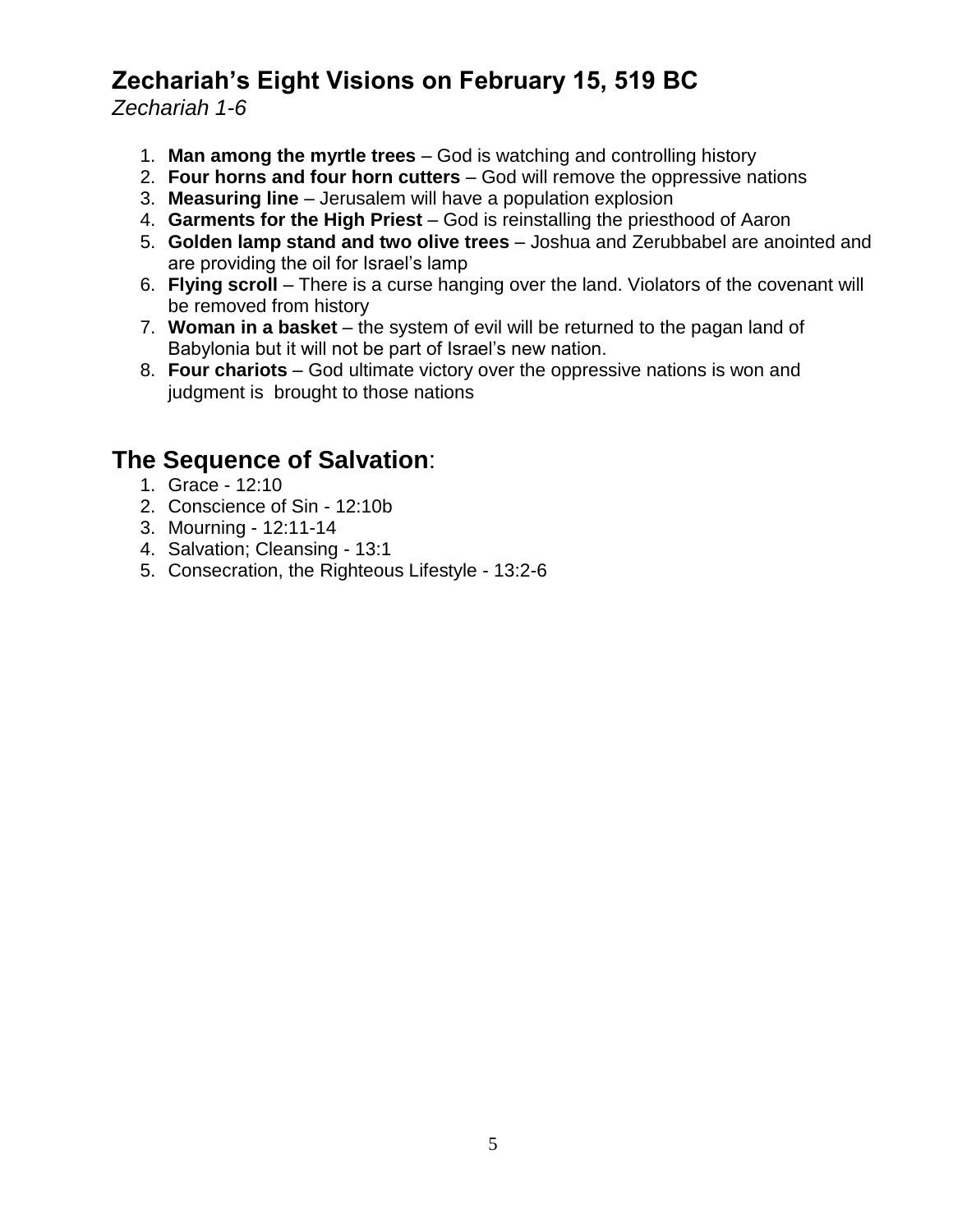## Zechariah's Eight Visions on February 15, 519 BC

*Zechariah 1-6*

1. **Man among the myrtle trees** – God is watching and controlling history
2. **Four horns and four horn cutters** – God will remove the oppressive nations
3. **Measuring line** – Jerusalem will have a population explosion
4. **Garments for the High Priest** – God is reinstalling the priesthood of Aaron
5. **Golden lamp stand and two olive trees** – Joshua and Zerubbabel are anointed and are providing the oil for Israel's lamp
6. **Flying scroll** – There is a curse hanging over the land. Violators of the covenant will be removed from history
7. **Woman in a basket** – the system of evil will be returned to the pagan land of Babylonia but it will not be part of Israel's new nation.
8. **Four chariots** – God ultimate victory over the oppressive nations is won and judgment is brought to those nations

## **The Sequence of Salvation**:

1. Grace - 12:10
2. Conscience of Sin - 12:10b
3. Mourning - 12:11-14
4. Salvation; Cleansing - 13:1
5. Consecration, the Righteous Lifestyle - 13:2-6